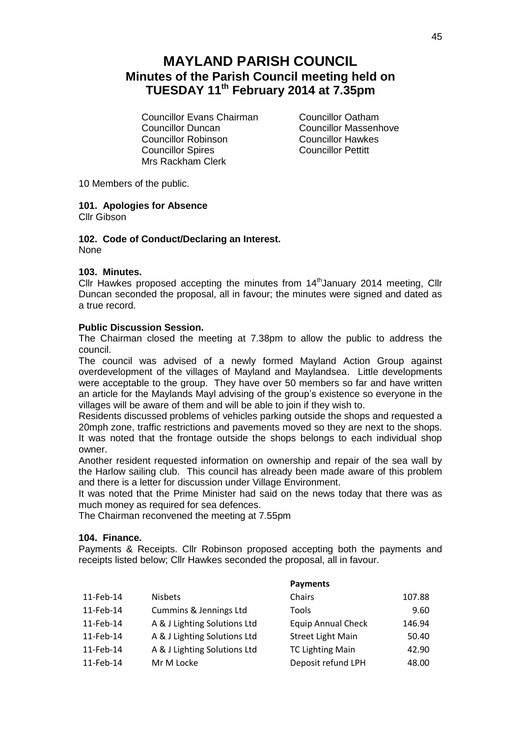# MAYLAND PARISH COUNCIL

## Minutes of the Parish Council meeting held on TUESDAY 11th February 2014 at 7.35pm

Councillor Evans Chairman
Councillor Duncan
Councillor Robinson
Councillor Spires
Mrs Rackham Clerk
Councillor Oatham
Councillor Massenhove
Councillor Hawkes
Councillor Pettitt

10 Members of the public.

**101. Apologies for Absence**
Cllr Gibson

**102. Code of Conduct/Declaring an Interest.**
None

**103. Minutes.**
Cllr Hawkes proposed accepting the minutes from 14th January 2014 meeting, Cllr Duncan seconded the proposal, all in favour; the minutes were signed and dated as a true record.

**Public Discussion Session.**
The Chairman closed the meeting at 7.38pm to allow the public to address the council.
The council was advised of a newly formed Mayland Action Group against overdevelopment of the villages of Mayland and Maylandsea. Little developments were acceptable to the group. They have over 50 members so far and have written an article for the Maylands Mayl advising of the group's existence so everyone in the villages will be aware of them and will be able to join if they wish to.
Residents discussed problems of vehicles parking outside the shops and requested a 20mph zone, traffic restrictions and pavements moved so they are next to the shops. It was noted that the frontage outside the shops belongs to each individual shop owner.
Another resident requested information on ownership and repair of the sea wall by the Harlow sailing club. This council has already been made aware of this problem and there is a letter for discussion under Village Environment.
It was noted that the Prime Minister had said on the news today that there was as much money as required for sea defences.
The Chairman reconvened the meeting at 7.55pm

**104. Finance.**
Payments & Receipts. Cllr Robinson proposed accepting both the payments and receipts listed below; Cllr Hawkes seconded the proposal, all in favour.

| | | **Payments** | |
|---|---|---|---|
| 11-Feb-14 | Nisbets | Chairs | 107.88 |
| 11-Feb-14 | Cummins & Jennings Ltd | Tools | 9.60 |
| 11-Feb-14 | A & J Lighting Solutions Ltd | Equip Annual Check | 146.94 |
| 11-Feb-14 | A & J Lighting Solutions Ltd | Street Light Main | 50.40 |
| 11-Feb-14 | A & J Lighting Solutions Ltd | TC Lighting Main | 42.90 |
| 11-Feb-14 | Mr M Locke | Deposit refund LPH | 48.00 |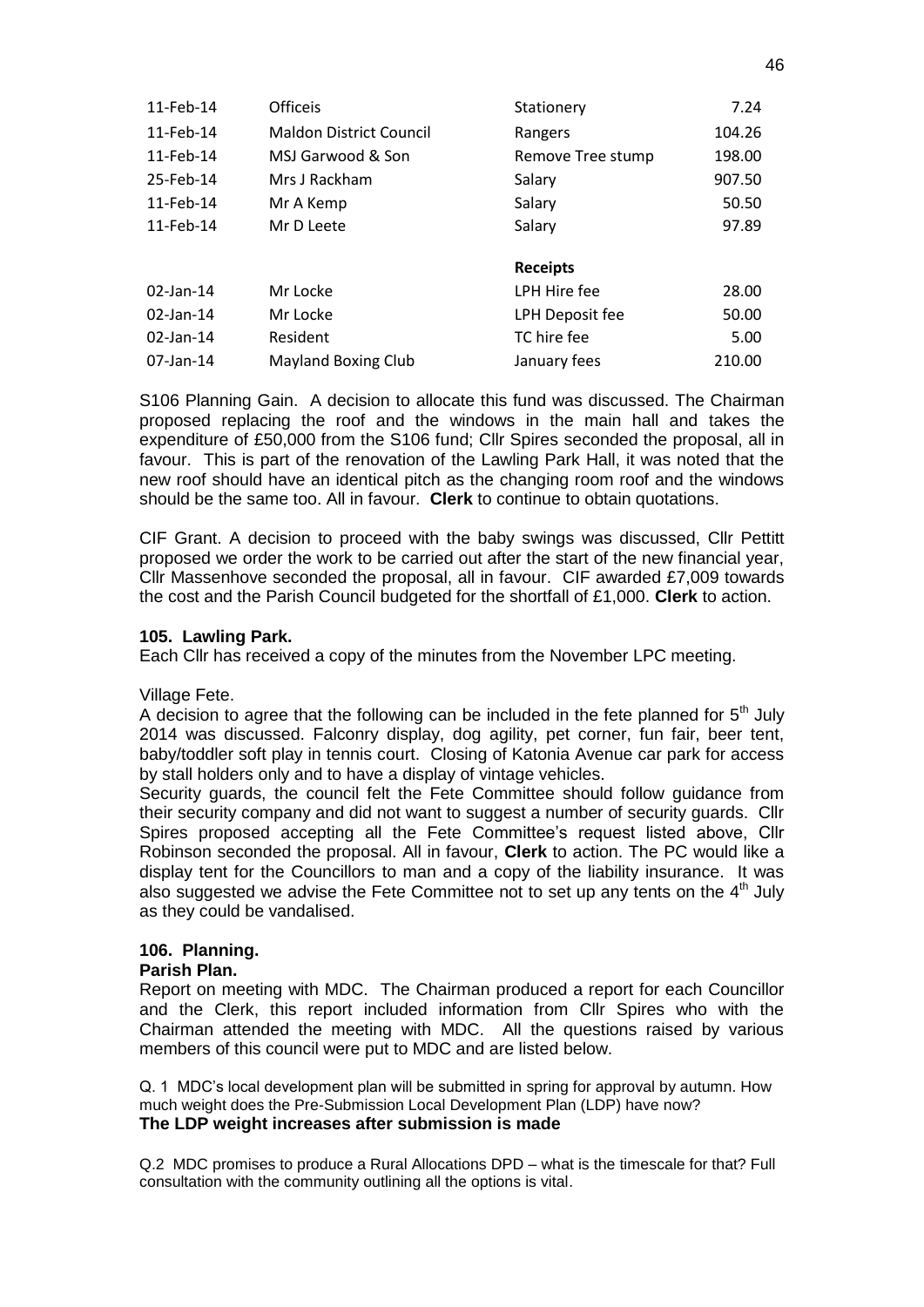| | | | |
|---|---|---|---|
| 11-Feb-14 | Officeis | Stationery | 7.24 |
| 11-Feb-14 | Maldon District Council | Rangers | 104.26 |
| 11-Feb-14 | MSJ Garwood & Son | Remove Tree stump | 198.00 |
| 25-Feb-14 | Mrs J Rackham | Salary | 907.50 |
| 11-Feb-14 | Mr A Kemp | Salary | 50.50 |
| 11-Feb-14 | Mr D Leete | Salary | 97.89 |
| | | **Receipts** | |
| 02-Jan-14 | Mr Locke | LPH Hire fee | 28.00 |
| 02-Jan-14 | Mr Locke | LPH Deposit fee | 50.00 |
| 02-Jan-14 | Resident | TC hire fee | 5.00 |
| 07-Jan-14 | Mayland Boxing Club | January fees | 210.00 |

S106 Planning Gain. A decision to allocate this fund was discussed. The Chairman proposed replacing the roof and the windows in the main hall and takes the expenditure of £50,000 from the S106 fund; Cllr Spires seconded the proposal, all in favour. This is part of the renovation of the Lawling Park Hall, it was noted that the new roof should have an identical pitch as the changing room roof and the windows should be the same too. All in favour. **Clerk** to continue to obtain quotations.

CIF Grant. A decision to proceed with the baby swings was discussed, Cllr Pettitt proposed we order the work to be carried out after the start of the new financial year, Cllr Massenhove seconded the proposal, all in favour. CIF awarded £7,009 towards the cost and the Parish Council budgeted for the shortfall of £1,000. **Clerk** to action.

**105. Lawling Park.**

Each Cllr has received a copy of the minutes from the November LPC meeting.

Village Fete.

A decision to agree that the following can be included in the fete planned for 5th July 2014 was discussed. Falconry display, dog agility, pet corner, fun fair, beer tent, baby/toddler soft play in tennis court. Closing of Katonia Avenue car park for access by stall holders only and to have a display of vintage vehicles.

Security guards, the council felt the Fete Committee should follow guidance from their security company and did not want to suggest a number of security guards. Cllr Spires proposed accepting all the Fete Committee's request listed above, Cllr Robinson seconded the proposal. All in favour, **Clerk** to action. The PC would like a display tent for the Councillors to man and a copy of the liability insurance. It was also suggested we advise the Fete Committee not to set up any tents on the 4th July as they could be vandalised.

**106. Planning.**

**Parish Plan.**

Report on meeting with MDC. The Chairman produced a report for each Councillor and the Clerk, this report included information from Cllr Spires who with the Chairman attended the meeting with MDC. All the questions raised by various members of this council were put to MDC and are listed below.

Q. 1 MDC's local development plan will be submitted in spring for approval by autumn. How much weight does the Pre-Submission Local Development Plan (LDP) have now?

**The LDP weight increases after submission is made**

Q.2 MDC promises to produce a Rural Allocations DPD – what is the timescale for that? Full consultation with the community outlining all the options is vital.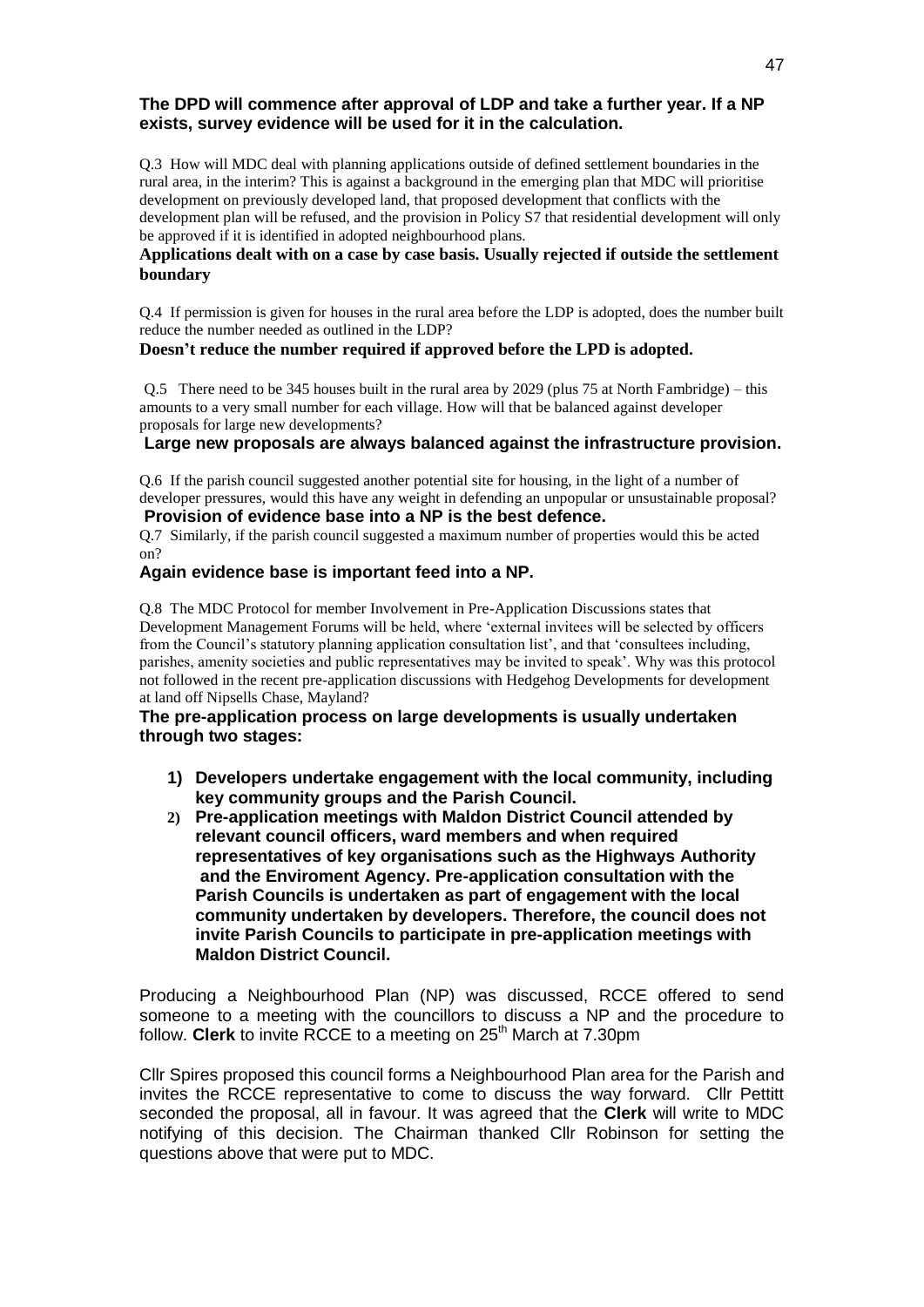**The DPD will commence after approval of LDP and take a further year. If a NP exists, survey evidence will be used for it in the calculation.**

Q.3 How will MDC deal with planning applications outside of defined settlement boundaries in the rural area, in the interim? This is against a background in the emerging plan that MDC will prioritise development on previously developed land, that proposed development that conflicts with the development plan will be refused, and the provision in Policy S7 that residential development will only be approved if it is identified in adopted neighbourhood plans.

**Applications dealt with on a case by case basis. Usually rejected if outside the settlement boundary**

Q.4 If permission is given for houses in the rural area before the LDP is adopted, does the number built reduce the number needed as outlined in the LDP?

**Doesn't reduce the number required if approved before the LPD is adopted.**

Q.5 There need to be 345 houses built in the rural area by 2029 (plus 75 at North Fambridge) – this amounts to a very small number for each village. How will that be balanced against developer proposals for large new developments?

**Large new proposals are always balanced against the infrastructure provision.**

Q.6 If the parish council suggested another potential site for housing, in the light of a number of developer pressures, would this have any weight in defending an unpopular or unsustainable proposal?

**Provision of evidence base into a NP is the best defence.**

Q.7 Similarly, if the parish council suggested a maximum number of properties would this be acted on?

**Again evidence base is important feed into a NP.**

Q.8 The MDC Protocol for member Involvement in Pre-Application Discussions states that Development Management Forums will be held, where 'external invitees will be selected by officers from the Council's statutory planning application consultation list', and that 'consultees including, parishes, amenity societies and public representatives may be invited to speak'. Why was this protocol not followed in the recent pre-application discussions with Hedgehog Developments for development at land off Nipsells Chase, Mayland?

**The pre-application process on large developments is usually undertaken through two stages:**

1) **Developers undertake engagement with the local community, including key community groups and the Parish Council.**
2) **Pre-application meetings with Maldon District Council attended by relevant council officers, ward members and when required representatives of key organisations such as the Highways Authority and the Enviroment Agency. Pre-application consultation with the Parish Councils is undertaken as part of engagement with the local community undertaken by developers. Therefore, the council does not invite Parish Councils to participate in pre-application meetings with Maldon District Council.**

Producing a Neighbourhood Plan (NP) was discussed, RCCE offered to send someone to a meeting with the councillors to discuss a NP and the procedure to follow. **Clerk** to invite RCCE to a meeting on 25th March at 7.30pm

Cllr Spires proposed this council forms a Neighbourhood Plan area for the Parish and invites the RCCE representative to come to discuss the way forward. Cllr Pettitt seconded the proposal, all in favour. It was agreed that the **Clerk** will write to MDC notifying of this decision. The Chairman thanked Cllr Robinson for setting the questions above that were put to MDC.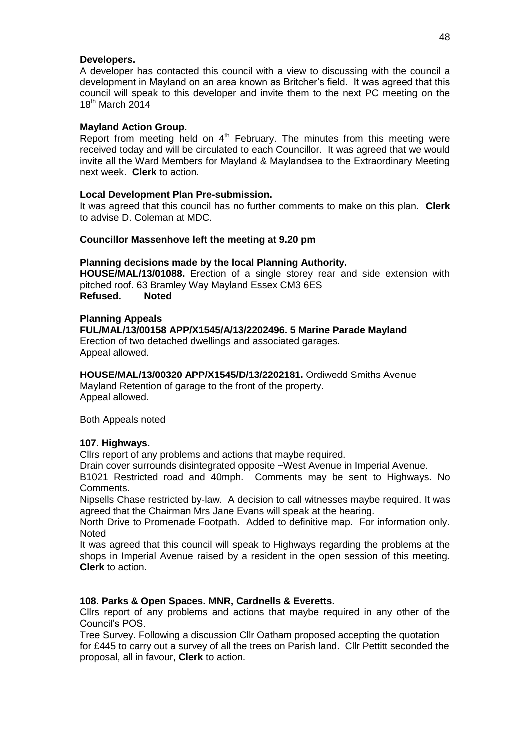**Developers.**

A developer has contacted this council with a view to discussing with the council a development in Mayland on an area known as Britcher's field. It was agreed that this council will speak to this developer and invite them to the next PC meeting on the 18th March 2014

**Mayland Action Group.**

Report from meeting held on 4th February. The minutes from this meeting were received today and will be circulated to each Councillor. It was agreed that we would invite all the Ward Members for Mayland & Maylandsea to the Extraordinary Meeting next week. **Clerk** to action.

**Local Development Plan Pre-submission.**

It was agreed that this council has no further comments to make on this plan. **Clerk** to advise D. Coleman at MDC.

**Councillor Massenhove left the meeting at 9.20 pm**

**Planning decisions made by the local Planning Authority.**

**HOUSE/MAL/13/01088.** Erection of a single storey rear and side extension with pitched roof. 63 Bramley Way Mayland Essex CM3 6ES
**Refused. Noted**

**Planning Appeals**

**FUL/MAL/13/00158 APP/X1545/A/13/2202496. 5 Marine Parade Mayland**
Erection of two detached dwellings and associated garages.
Appeal allowed.

**HOUSE/MAL/13/00320 APP/X1545/D/13/2202181.** Ordiwedd Smiths Avenue Mayland Retention of garage to the front of the property.
Appeal allowed.

Both Appeals noted

**107. Highways.**

Cllrs report of any problems and actions that maybe required.

Drain cover surrounds disintegrated opposite ~West Avenue in Imperial Avenue.

B1021 Restricted road and 40mph. Comments may be sent to Highways. No Comments.

Nipsells Chase restricted by-law. A decision to call witnesses maybe required. It was agreed that the Chairman Mrs Jane Evans will speak at the hearing.

North Drive to Promenade Footpath. Added to definitive map. For information only. Noted

It was agreed that this council will speak to Highways regarding the problems at the shops in Imperial Avenue raised by a resident in the open session of this meeting. **Clerk** to action.

**108. Parks & Open Spaces. MNR, Cardnells & Everetts.**

Cllrs report of any problems and actions that maybe required in any other of the Council's POS.

Tree Survey. Following a discussion Cllr Oatham proposed accepting the quotation for £445 to carry out a survey of all the trees on Parish land. Cllr Pettitt seconded the proposal, all in favour, **Clerk** to action.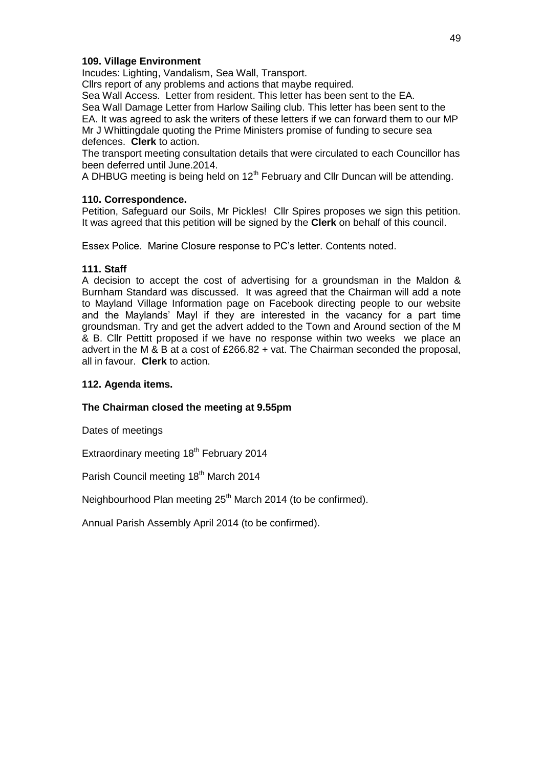### 109. Village Environment

Incudes: Lighting, Vandalism, Sea Wall, Transport.

Cllrs report of any problems and actions that maybe required.

Sea Wall Access. Letter from resident. This letter has been sent to the EA.

Sea Wall Damage Letter from Harlow Sailing club. This letter has been sent to the EA. It was agreed to ask the writers of these letters if we can forward them to our MP Mr J Whittingdale quoting the Prime Ministers promise of funding to secure sea defences. **Clerk** to action.

The transport meeting consultation details that were circulated to each Councillor has been deferred until June.2014.

A DHBUG meeting is being held on 12th February and Cllr Duncan will be attending.

### 110. Correspondence.

Petition, Safeguard our Soils, Mr Pickles! Cllr Spires proposes we sign this petition. It was agreed that this petition will be signed by the **Clerk** on behalf of this council.

Essex Police. Marine Closure response to PC's letter. Contents noted.

### 111. Staff

A decision to accept the cost of advertising for a groundsman in the Maldon & Burnham Standard was discussed. It was agreed that the Chairman will add a note to Mayland Village Information page on Facebook directing people to our website and the Maylands' Mayl if they are interested in the vacancy for a part time groundsman. Try and get the advert added to the Town and Around section of the M & B. Cllr Pettitt proposed if we have no response within two weeks we place an advert in the M & B at a cost of £266.82 + vat. The Chairman seconded the proposal, all in favour. **Clerk** to action.

### 112. Agenda items.

**The Chairman closed the meeting at 9.55pm**

Dates of meetings

Extraordinary meeting 18th February 2014

Parish Council meeting 18th March 2014

Neighbourhood Plan meeting 25th March 2014 (to be confirmed).

Annual Parish Assembly April 2014 (to be confirmed).